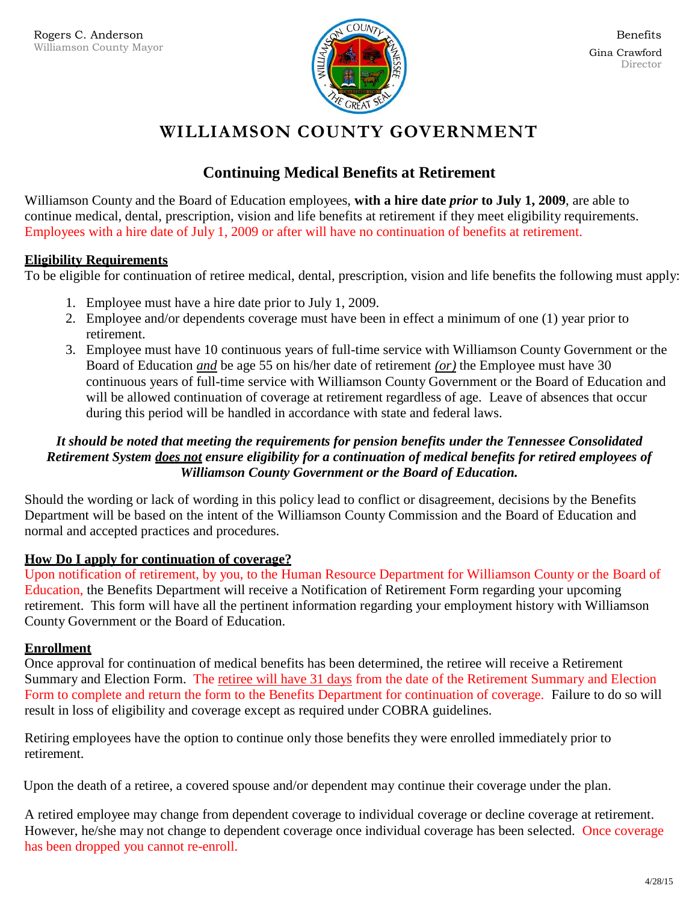Rogers C. Anderson
Williamson County Mayor

Benefits
Gina Crawford
Director

# WILLIAMSON COUNTY GOVERNMENT

## Continuing Medical Benefits at Retirement

Williamson County and the Board of Education employees, **with a hire date *prior* to July 1, 2009**, are able to continue medical, dental, prescription, vision and life benefits at retirement if they meet eligibility requirements. Employees with a hire date of July 1, 2009 or after will have no continuation of benefits at retirement.

**Eligibility Requirements**

To be eligible for continuation of retiree medical, dental, prescription, vision and life benefits the following must apply:

1. Employee must have a hire date prior to July 1, 2009.
2. Employee and/or dependents coverage must have been in effect a minimum of one (1) year prior to retirement.
3. Employee must have 10 continuous years of full-time service with Williamson County Government or the Board of Education ***and*** be age 55 on his/her date of retirement ***(or)*** the Employee must have 30 continuous years of full-time service with Williamson County Government or the Board of Education and will be allowed continuation of coverage at retirement regardless of age. Leave of absences that occur during this period will be handled in accordance with state and federal laws.

***It should be noted that meeting the requirements for pension benefits under the Tennessee Consolidated Retirement System does not ensure eligibility for a continuation of medical benefits for retired employees of Williamson County Government or the Board of Education.***

Should the wording or lack of wording in this policy lead to conflict or disagreement, decisions by the Benefits Department will be based on the intent of the Williamson County Commission and the Board of Education and normal and accepted practices and procedures.

**How Do I apply for continuation of coverage?**

Upon notification of retirement, by you, to the Human Resource Department for Williamson County or the Board of Education, the Benefits Department will receive a Notification of Retirement Form regarding your upcoming retirement. This form will have all the pertinent information regarding your employment history with Williamson County Government or the Board of Education.

**Enrollment**

Once approval for continuation of medical benefits has been determined, the retiree will receive a Retirement Summary and Election Form. The retiree will have 31 days from the date of the Retirement Summary and Election Form to complete and return the form to the Benefits Department for continuation of coverage. Failure to do so will result in loss of eligibility and coverage except as required under COBRA guidelines.

Retiring employees have the option to continue only those benefits they were enrolled immediately prior to retirement.

Upon the death of a retiree, a covered spouse and/or dependent may continue their coverage under the plan.

A retired employee may change from dependent coverage to individual coverage or decline coverage at retirement. However, he/she may not change to dependent coverage once individual coverage has been selected. Once coverage has been dropped you cannot re-enroll.

4/28/15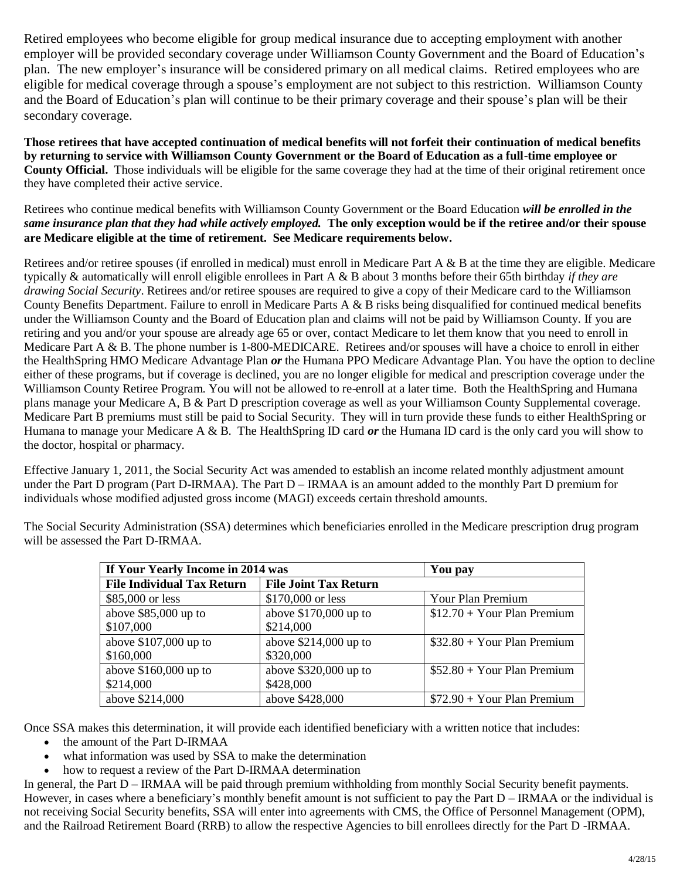Retired employees who become eligible for group medical insurance due to accepting employment with another employer will be provided secondary coverage under Williamson County Government and the Board of Education's plan. The new employer's insurance will be considered primary on all medical claims. Retired employees who are eligible for medical coverage through a spouse's employment are not subject to this restriction. Williamson County and the Board of Education's plan will continue to be their primary coverage and their spouse's plan will be their secondary coverage.

**Those retirees that have accepted continuation of medical benefits will not forfeit their continuation of medical benefits by returning to service with Williamson County Government or the Board of Education as a full-time employee or County Official.** Those individuals will be eligible for the same coverage they had at the time of their original retirement once they have completed their active service.

Retirees who continue medical benefits with Williamson County Government or the Board Education ***will be enrolled in the same insurance plan that they had while actively employed.*** **The only exception would be if the retiree and/or their spouse are Medicare eligible at the time of retirement. See Medicare requirements below.**

Retirees and/or retiree spouses (if enrolled in medical) must enroll in Medicare Part A & B at the time they are eligible. Medicare typically & automatically will enroll eligible enrollees in Part A & B about 3 months before their 65th birthday *if they are drawing Social Security*. Retirees and/or retiree spouses are required to give a copy of their Medicare card to the Williamson County Benefits Department. Failure to enroll in Medicare Parts A & B risks being disqualified for continued medical benefits under the Williamson County and the Board of Education plan and claims will not be paid by Williamson County. If you are retiring and you and/or your spouse are already age 65 or over, contact Medicare to let them know that you need to enroll in Medicare Part A & B. The phone number is 1-800-MEDICARE. Retirees and/or spouses will have a choice to enroll in either the HealthSpring HMO Medicare Advantage Plan ***or*** the Humana PPO Medicare Advantage Plan. You have the option to decline either of these programs, but if coverage is declined, you are no longer eligible for medical and prescription coverage under the Williamson County Retiree Program. You will not be allowed to re-enroll at a later time. Both the HealthSpring and Humana plans manage your Medicare A, B & Part D prescription coverage as well as your Williamson County Supplemental coverage. Medicare Part B premiums must still be paid to Social Security. They will in turn provide these funds to either HealthSpring or Humana to manage your Medicare A & B. The HealthSpring ID card ***or*** the Humana ID card is the only card you will show to the doctor, hospital or pharmacy.

Effective January 1, 2011, the Social Security Act was amended to establish an income related monthly adjustment amount under the Part D program (Part D-IRMAA). The Part D – IRMAA is an amount added to the monthly Part D premium for individuals whose modified adjusted gross income (MAGI) exceeds certain threshold amounts.

The Social Security Administration (SSA) determines which beneficiaries enrolled in the Medicare prescription drug program will be assessed the Part D-IRMAA.

| **If Your Yearly Income in 2014 was** | | **You pay** |
|---|---|---|
| **File Individual Tax Return** | **File Joint Tax Return** | |
| $85,000 or less | $170,000 or less | Your Plan Premium |
| above $85,000 up to $107,000 | above $170,000 up to $214,000 | $12.70 + Your Plan Premium |
| above $107,000 up to $160,000 | above $214,000 up to $320,000 | $32.80 + Your Plan Premium |
| above $160,000 up to $214,000 | above $320,000 up to $428,000 | $52.80 + Your Plan Premium |
| above $214,000 | above $428,000 | $72.90 + Your Plan Premium |

Once SSA makes this determination, it will provide each identified beneficiary with a written notice that includes:

- the amount of the Part D-IRMAA
- what information was used by SSA to make the determination
- how to request a review of the Part D-IRMAA determination

In general, the Part D – IRMAA will be paid through premium withholding from monthly Social Security benefit payments. However, in cases where a beneficiary's monthly benefit amount is not sufficient to pay the Part D – IRMAA or the individual is not receiving Social Security benefits, SSA will enter into agreements with CMS, the Office of Personnel Management (OPM), and the Railroad Retirement Board (RRB) to allow the respective Agencies to bill enrollees directly for the Part D -IRMAA.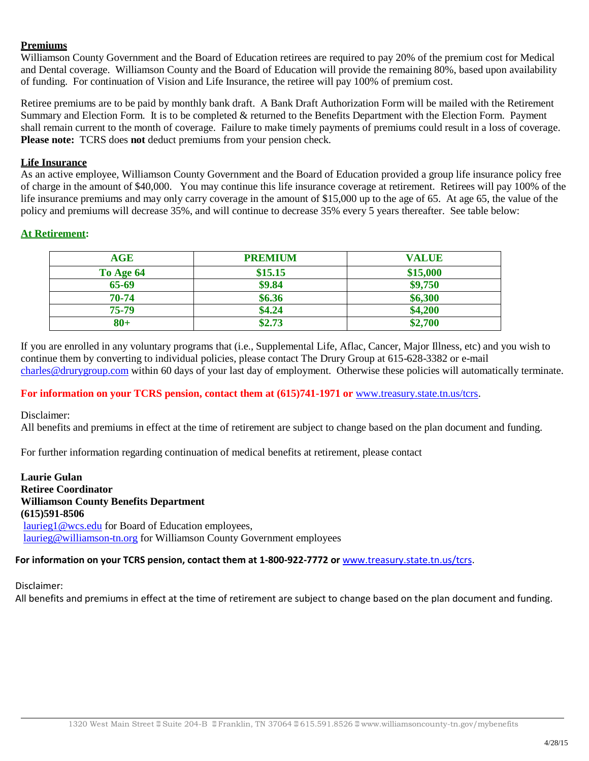**Premiums**

Williamson County Government and the Board of Education retirees are required to pay 20% of the premium cost for Medical and Dental coverage. Williamson County and the Board of Education will provide the remaining 80%, based upon availability of funding. For continuation of Vision and Life Insurance, the retiree will pay 100% of premium cost.

Retiree premiums are to be paid by monthly bank draft. A Bank Draft Authorization Form will be mailed with the Retirement Summary and Election Form. It is to be completed & returned to the Benefits Department with the Election Form. Payment shall remain current to the month of coverage. Failure to make timely payments of premiums could result in a loss of coverage. **Please note:** TCRS does **not** deduct premiums from your pension check.

**Life Insurance**

As an active employee, Williamson County Government and the Board of Education provided a group life insurance policy free of charge in the amount of $40,000. You may continue this life insurance coverage at retirement. Retirees will pay 100% of the life insurance premiums and may only carry coverage in the amount of $15,000 up to the age of 65. At age 65, the value of the policy and premiums will decrease 35%, and will continue to decrease 35% every 5 years thereafter. See table below:

**At Retirement:**

| AGE | PREMIUM | VALUE |
|---|---|---|
| To Age 64 | $15.15 | $15,000 |
| 65-69 | $9.84 | $9,750 |
| 70-74 | $6.36 | $6,300 |
| 75-79 | $4.24 | $4,200 |
| 80+ | $2.73 | $2,700 |

If you are enrolled in any voluntary programs that (i.e., Supplemental Life, Aflac, Cancer, Major Illness, etc) and you wish to continue them by converting to individual policies, please contact The Drury Group at 615-628-3382 or e-mail charles@drurygroup.com within 60 days of your last day of employment. Otherwise these policies will automatically terminate.

**For information on your TCRS pension, contact them at (615)741-1971 or** www.treasury.state.tn.us/tcrs.

Disclaimer:
All benefits and premiums in effect at the time of retirement are subject to change based on the plan document and funding.

For further information regarding continuation of medical benefits at retirement, please contact

**Laurie Gulan**
**Retiree Coordinator**
**Williamson County Benefits Department**
**(615)591-8506**
laurieg1@wcs.edu for Board of Education employees,
laurieg@williamson-tn.org for Williamson County Government employees

**For information on your TCRS pension, contact them at 1-800-922-7772 or** www.treasury.state.tn.us/tcrs.

Disclaimer:
All benefits and premiums in effect at the time of retirement are subject to change based on the plan document and funding.

1320 West Main Street Suite 204-B Franklin, TN 37064 615.591.8526 www.williamsoncounty-tn.gov/mybenefits

4/28/15